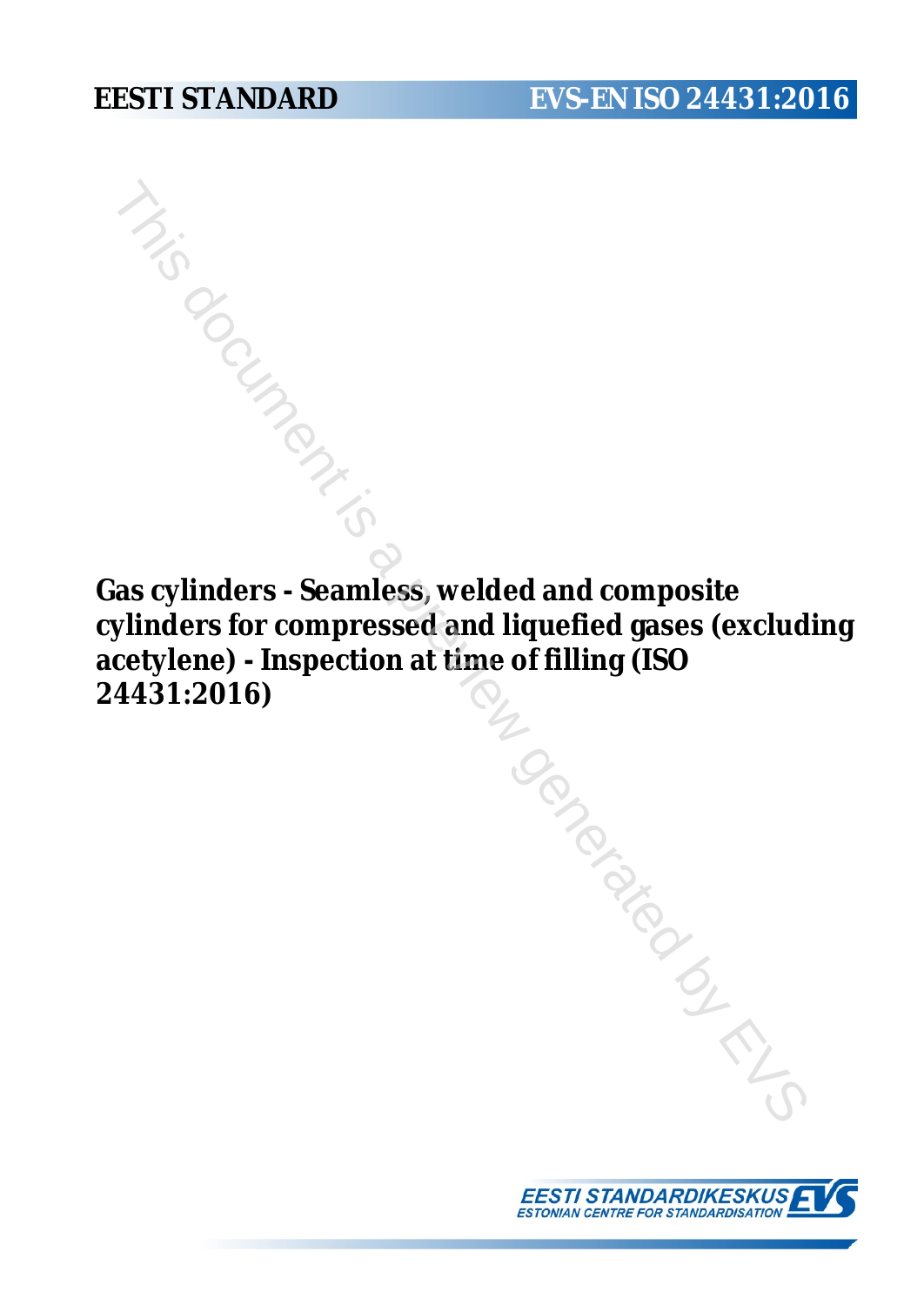**EESTI STANDARD** **EVS-EN ISO 24431:2016**

# Gas cylinders - Seamless, welded and composite cylinders for compressed and liquefied gases (excluding acetylene) - Inspection at time of filling (ISO 24431:2016)

EESTI STANDARDIKESKUS
ESTONIAN CENTRE FOR STANDARDISATION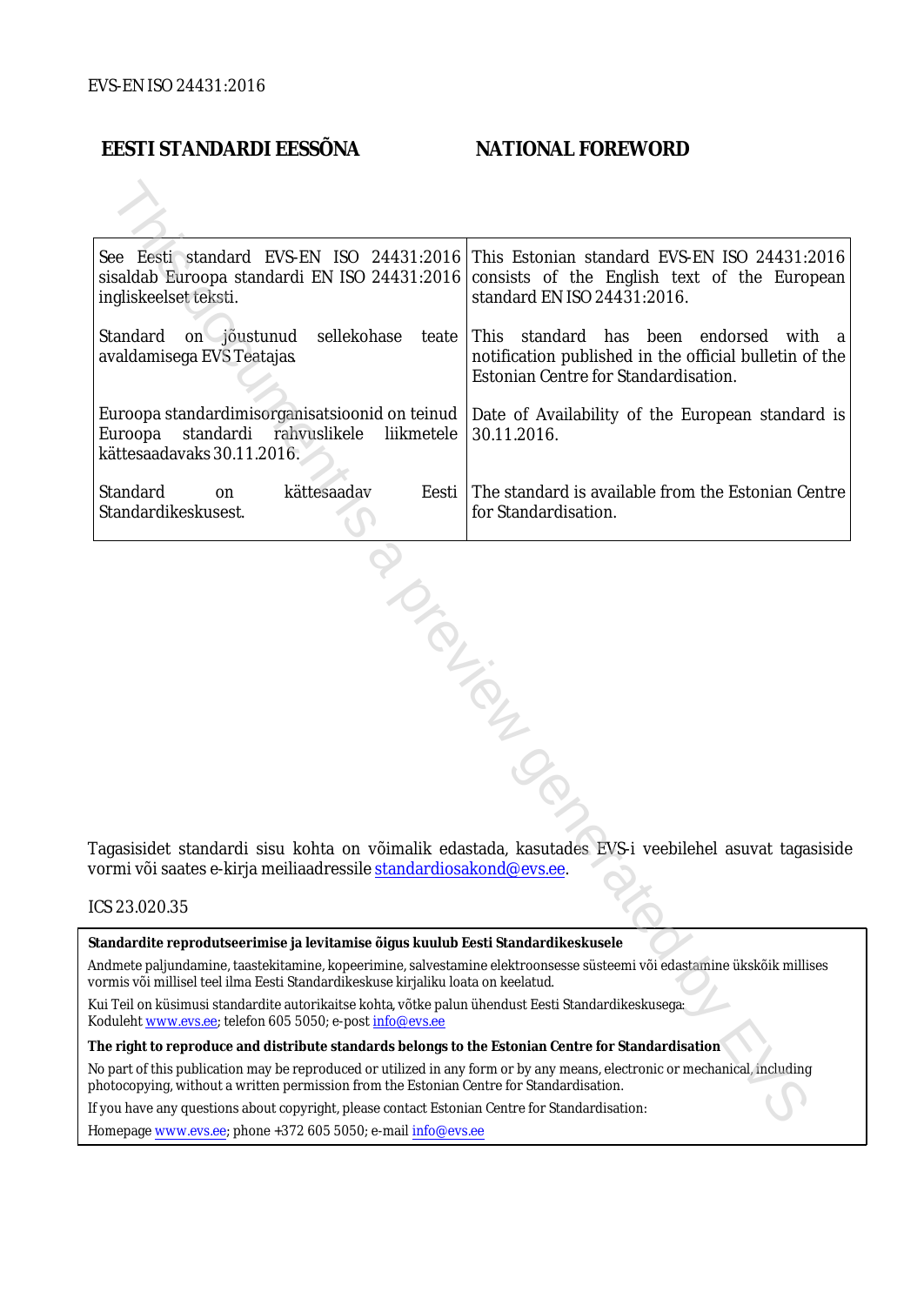EVS-EN ISO 24431:2016

## EESTI STANDARDI EESSÕNA | NATIONAL FOREWORD

| | |
|---|---|
| See Eesti standard EVS-EN ISO 24431:2016 sisaldab Euroopa standardi EN ISO 24431:2016 ingliskeelset teksti. | This Estonian standard EVS-EN ISO 24431:2016 consists of the English text of the European standard EN ISO 24431:2016. |
| Standard on jõustunud sellekohase teate avaldamisega EVS Teatajas. | This standard has been endorsed with a notification published in the official bulletin of the Estonian Centre for Standardisation. |
| Euroopa standardimisorganisatsioonid on teinud Euroopa standardi rahvuslikele liikmetele kättesaadavaks 30.11.2016. | Date of Availability of the European standard is 30.11.2016. |
| Standard on kättesaadav Eesti Standardikeskusest. | The standard is available from the Estonian Centre for Standardisation. |

Tagasisidet standardi sisu kohta on võimalik edastada, kasutades EVS-i veebilehel asuvat tagasiside vormi või saates e-kirja meiliaadressile standardiosakond@evs.ee.

ICS 23.020.35

**Standardite reprodutseerimise ja levitamise õigus kuulub Eesti Standardikeskusele**

Andmete paljundamine, taastekitamine, kopeerimine, salvestamine elektroonsesse süsteemi või edastamine ükskõik millises vormis või millisel teel ilma Eesti Standardikeskuse kirjaliku loata on keelatud.

Kui Teil on küsimusi standardite autorikaitse kohta, võtke palun ühendust Eesti Standardikeskusega:
Koduleht www.evs.ee; telefon 605 5050; e-post info@evs.ee

**The right to reproduce and distribute standards belongs to the Estonian Centre for Standardisation**

No part of this publication may be reproduced or utilized in any form or by any means, electronic or mechanical, including photocopying, without a written permission from the Estonian Centre for Standardisation.

If you have any questions about copyright, please contact Estonian Centre for Standardisation:

Homepage www.evs.ee; phone +372 605 5050; e-mail info@evs.ee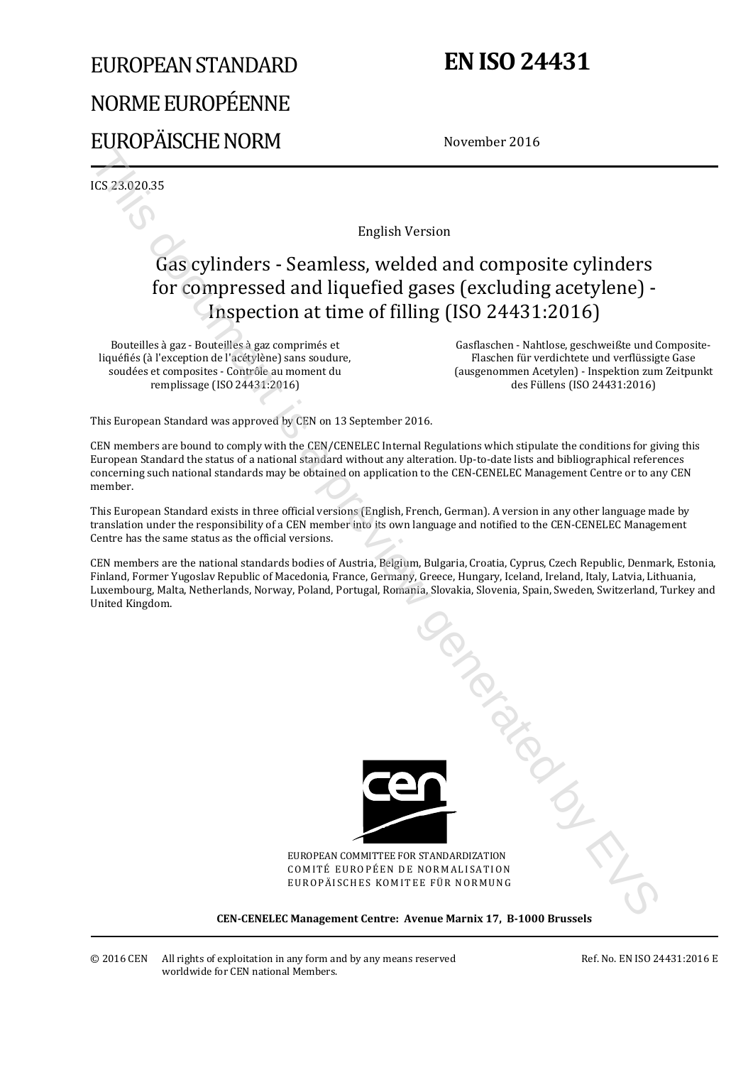EUROPEAN STANDARD

NORME EUROPÉENNE

EUROPÄISCHE NORM

# EN ISO 24431

November 2016

ICS 23.020.35

English Version

# Gas cylinders - Seamless, welded and composite cylinders for compressed and liquefied gases (excluding acetylene) - Inspection at time of filling (ISO 24431:2016)

Bouteilles à gaz - Bouteilles à gaz comprimés et liquéfiés (à l'exception de l'acétylène) sans soudure, soudées et composites - Contrôle au moment du remplissage (ISO 24431:2016)

Gasflaschen - Nahtlose, geschweißte und Composite-Flaschen für verdichtete und verflüssigte Gase (ausgenommen Acetylen) - Inspektion zum Zeitpunkt des Füllens (ISO 24431:2016)

This European Standard was approved by CEN on 13 September 2016.

CEN members are bound to comply with the CEN/CENELEC Internal Regulations which stipulate the conditions for giving this European Standard the status of a national standard without any alteration. Up-to-date lists and bibliographical references concerning such national standards may be obtained on application to the CEN-CENELEC Management Centre or to any CEN member.

This European Standard exists in three official versions (English, French, German). A version in any other language made by translation under the responsibility of a CEN member into its own language and notified to the CEN-CENELEC Management Centre has the same status as the official versions.

CEN members are the national standards bodies of Austria, Belgium, Bulgaria, Croatia, Cyprus, Czech Republic, Denmark, Estonia, Finland, Former Yugoslav Republic of Macedonia, France, Germany, Greece, Hungary, Iceland, Ireland, Italy, Latvia, Lithuania, Luxembourg, Malta, Netherlands, Norway, Poland, Portugal, Romania, Slovakia, Slovenia, Spain, Sweden, Switzerland, Turkey and United Kingdom.

EUROPEAN COMMITTEE FOR STANDARDIZATION
COMITÉ EUROPÉEN DE NORMALISATION
EUROPÄISCHES KOMITEE FÜR NORMUNG

**CEN-CENELEC Management Centre: Avenue Marnix 17, B-1000 Brussels**

© 2016 CEN All rights of exploitation in any form and by any means reserved worldwide for CEN national Members.

Ref. No. EN ISO 24431:2016 E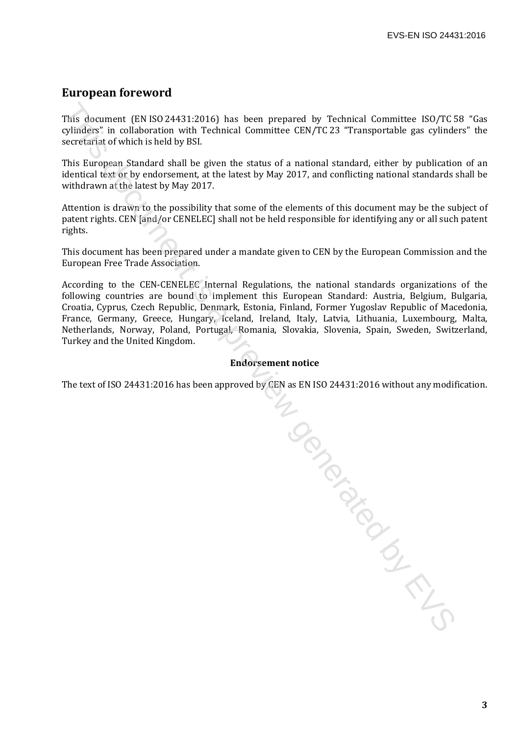## European foreword

This document (EN ISO 24431:2016) has been prepared by Technical Committee ISO/TC 58 “Gas cylinders” in collaboration with Technical Committee CEN/TC 23 “Transportable gas cylinders” the secretariat of which is held by BSI.

This European Standard shall be given the status of a national standard, either by publication of an identical text or by endorsement, at the latest by May 2017, and conflicting national standards shall be withdrawn at the latest by May 2017.

Attention is drawn to the possibility that some of the elements of this document may be the subject of patent rights. CEN [and/or CENELEC] shall not be held responsible for identifying any or all such patent rights.

This document has been prepared under a mandate given to CEN by the European Commission and the European Free Trade Association.

According to the CEN-CENELEC Internal Regulations, the national standards organizations of the following countries are bound to implement this European Standard: Austria, Belgium, Bulgaria, Croatia, Cyprus, Czech Republic, Denmark, Estonia, Finland, Former Yugoslav Republic of Macedonia, France, Germany, Greece, Hungary, Iceland, Ireland, Italy, Latvia, Lithuania, Luxembourg, Malta, Netherlands, Norway, Poland, Portugal, Romania, Slovakia, Slovenia, Spain, Sweden, Switzerland, Turkey and the United Kingdom.

**Endorsement notice**

The text of ISO 24431:2016 has been approved by CEN as EN ISO 24431:2016 without any modification.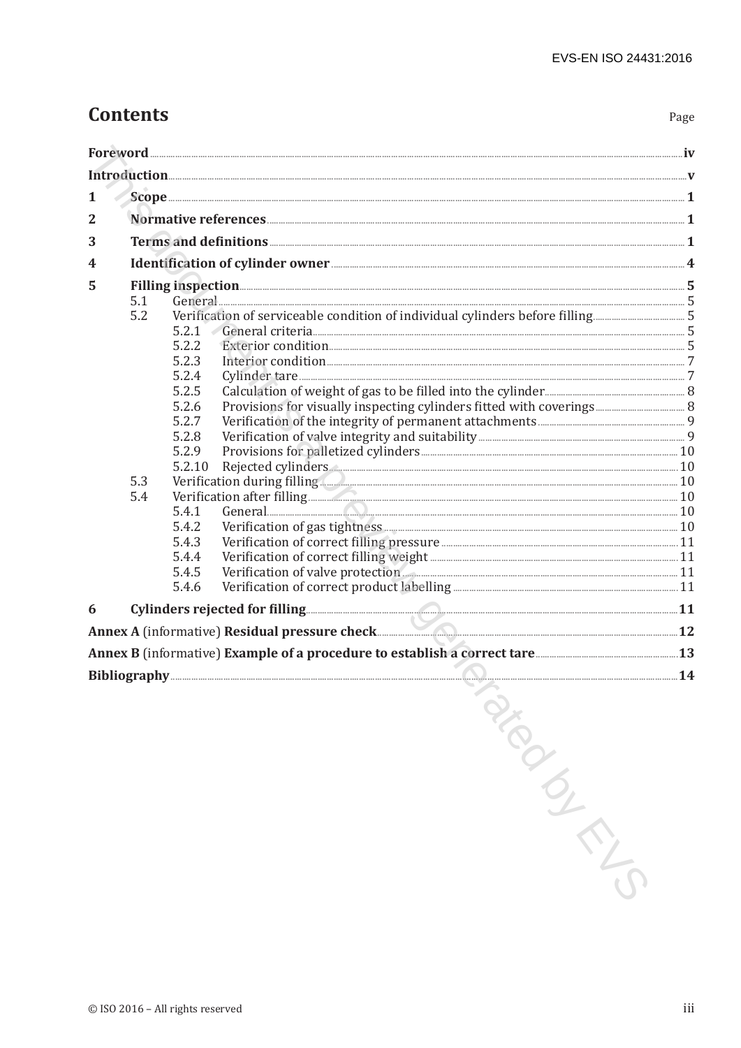# Contents

| | Page |
|---|---|
| **Foreword** | **iv** |
| **Introduction** | **v** |
| **1 Scope** | **1** |
| **2 Normative references** | **1** |
| **3 Terms and definitions** | **1** |
| **4 Identification of cylinder owner** | **4** |
| **5 Filling inspection** | **5** |
| 5.1 General | 5 |
| 5.2 Verification of serviceable condition of individual cylinders before filling | 5 |
| 5.2.1 General criteria | 5 |
| 5.2.2 Exterior condition | 5 |
| 5.2.3 Interior condition | 7 |
| 5.2.4 Cylinder tare | 7 |
| 5.2.5 Calculation of weight of gas to be filled into the cylinder | 8 |
| 5.2.6 Provisions for visually inspecting cylinders fitted with coverings | 8 |
| 5.2.7 Verification of the integrity of permanent attachments | 9 |
| 5.2.8 Verification of valve integrity and suitability | 9 |
| 5.2.9 Provisions for palletized cylinders | 10 |
| 5.2.10 Rejected cylinders | 10 |
| 5.3 Verification during filling | 10 |
| 5.4 Verification after filling | 10 |
| 5.4.1 General | 10 |
| 5.4.2 Verification of gas tightness | 10 |
| 5.4.3 Verification of correct filling pressure | 11 |
| 5.4.4 Verification of correct filling weight | 11 |
| 5.4.5 Verification of valve protection | 11 |
| 5.4.6 Verification of correct product labelling | 11 |
| **6 Cylinders rejected for filling** | **11** |
| **Annex A** (informative) **Residual pressure check** | **12** |
| **Annex B** (informative) **Example of a procedure to establish a correct tare** | **13** |
| **Bibliography** | **14** |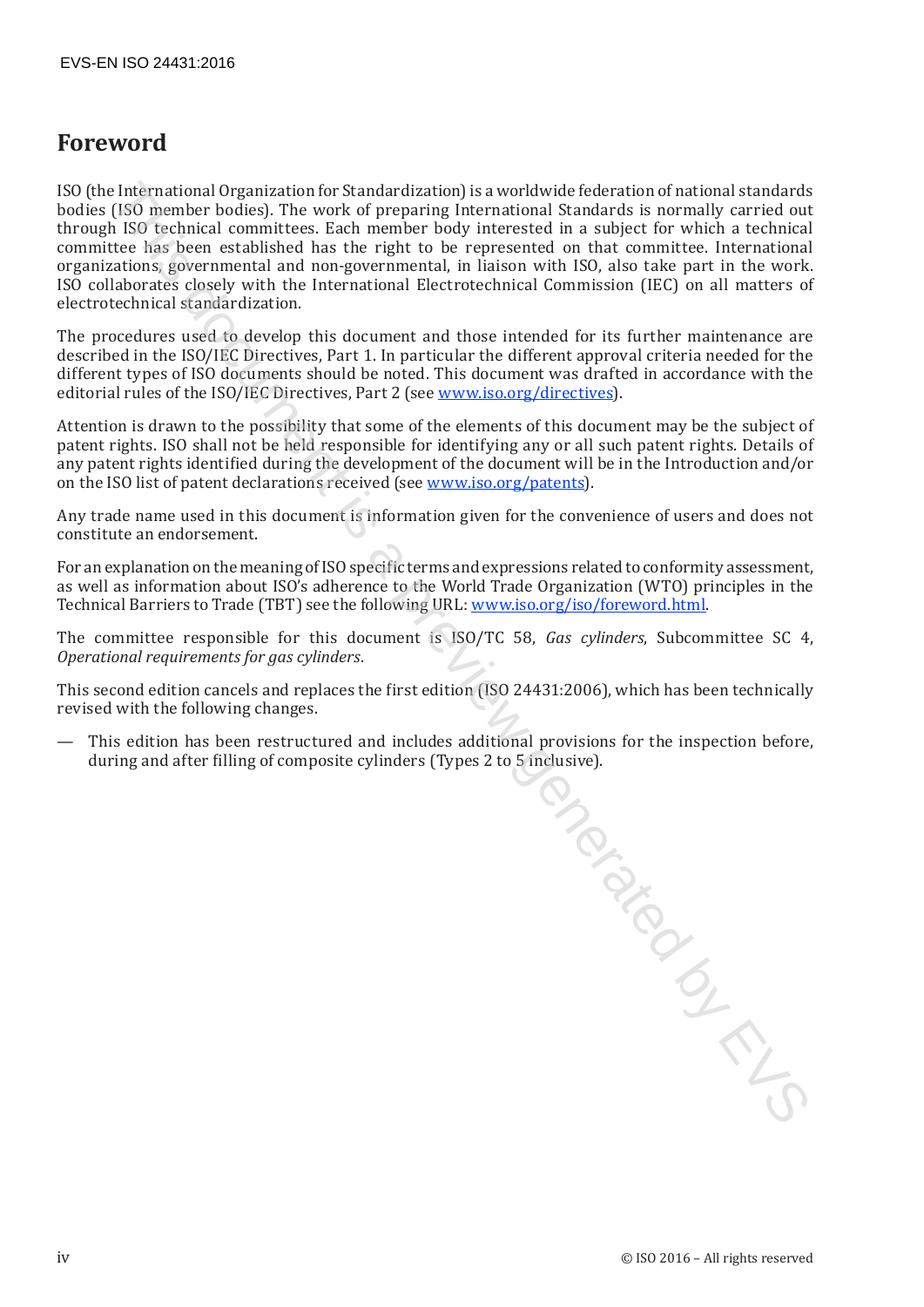# Foreword

ISO (the International Organization for Standardization) is a worldwide federation of national standards bodies (ISO member bodies). The work of preparing International Standards is normally carried out through ISO technical committees. Each member body interested in a subject for which a technical committee has been established has the right to be represented on that committee. International organizations, governmental and non-governmental, in liaison with ISO, also take part in the work. ISO collaborates closely with the International Electrotechnical Commission (IEC) on all matters of electrotechnical standardization.

The procedures used to develop this document and those intended for its further maintenance are described in the ISO/IEC Directives, Part 1. In particular the different approval criteria needed for the different types of ISO documents should be noted. This document was drafted in accordance with the editorial rules of the ISO/IEC Directives, Part 2 (see www.iso.org/directives).

Attention is drawn to the possibility that some of the elements of this document may be the subject of patent rights. ISO shall not be held responsible for identifying any or all such patent rights. Details of any patent rights identified during the development of the document will be in the Introduction and/or on the ISO list of patent declarations received (see www.iso.org/patents).

Any trade name used in this document is information given for the convenience of users and does not constitute an endorsement.

For an explanation on the meaning of ISO specific terms and expressions related to conformity assessment, as well as information about ISO's adherence to the World Trade Organization (WTO) principles in the Technical Barriers to Trade (TBT) see the following URL: www.iso.org/iso/foreword.html.

The committee responsible for this document is ISO/TC 58, *Gas cylinders*, Subcommittee SC 4, *Operational requirements for gas cylinders*.

This second edition cancels and replaces the first edition (ISO 24431:2006), which has been technically revised with the following changes.

— This edition has been restructured and includes additional provisions for the inspection before, during and after filling of composite cylinders (Types 2 to 5 inclusive).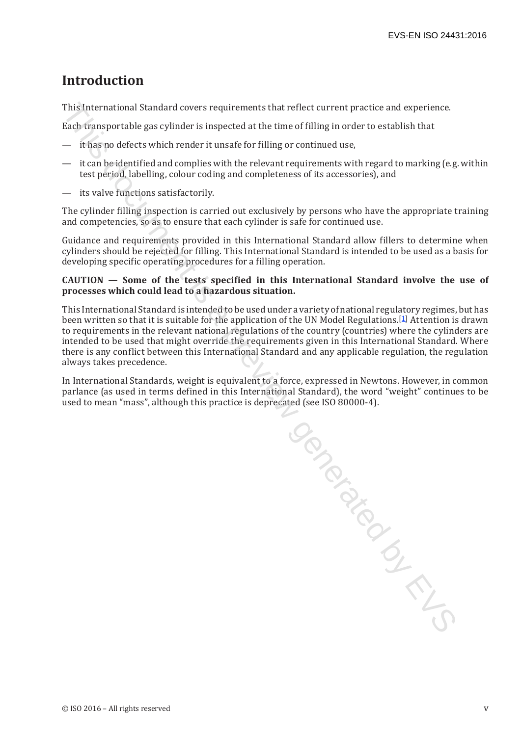# Introduction

This International Standard covers requirements that reflect current practice and experience.

Each transportable gas cylinder is inspected at the time of filling in order to establish that

— it has no defects which render it unsafe for filling or continued use,

— it can be identified and complies with the relevant requirements with regard to marking (e.g. within test period, labelling, colour coding and completeness of its accessories), and

— its valve functions satisfactorily.

The cylinder filling inspection is carried out exclusively by persons who have the appropriate training and competencies, so as to ensure that each cylinder is safe for continued use.

Guidance and requirements provided in this International Standard allow fillers to determine when cylinders should be rejected for filling. This International Standard is intended to be used as a basis for developing specific operating procedures for a filling operation.

**CAUTION — Some of the tests specified in this International Standard involve the use of processes which could lead to a hazardous situation.**

This International Standard is intended to be used under a variety of national regulatory regimes, but has been written so that it is suitable for the application of the UN Model Regulations.[1] Attention is drawn to requirements in the relevant national regulations of the country (countries) where the cylinders are intended to be used that might override the requirements given in this International Standard. Where there is any conflict between this International Standard and any applicable regulation, the regulation always takes precedence.

In International Standards, weight is equivalent to a force, expressed in Newtons. However, in common parlance (as used in terms defined in this International Standard), the word “weight” continues to be used to mean “mass”, although this practice is deprecated (see ISO 80000-4).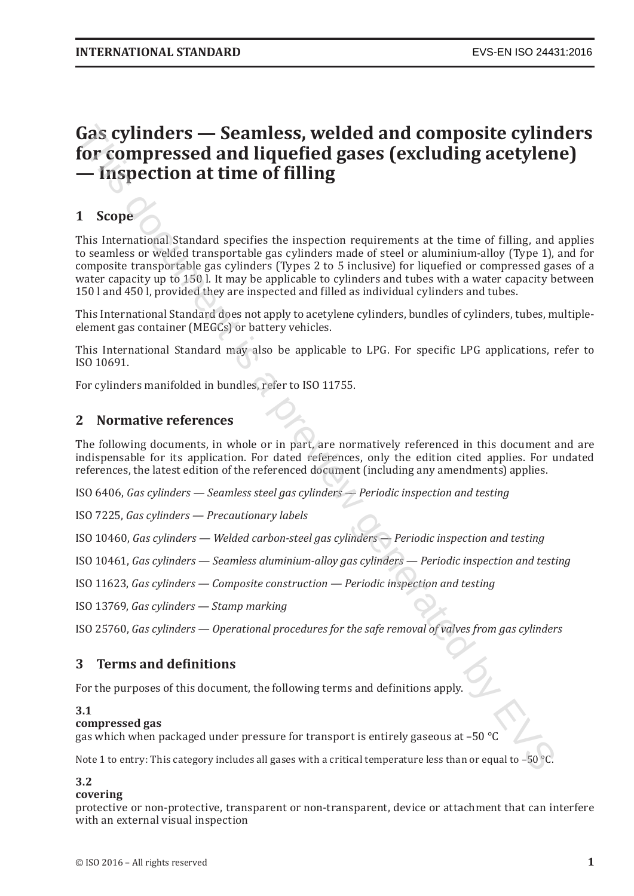# Gas cylinders — Seamless, welded and composite cylinders for compressed and liquefied gases (excluding acetylene) — Inspection at time of filling

## 1 Scope

This International Standard specifies the inspection requirements at the time of filling, and applies to seamless or welded transportable gas cylinders made of steel or aluminium-alloy (Type 1), and for composite transportable gas cylinders (Types 2 to 5 inclusive) for liquefied or compressed gases of a water capacity up to 150 l. It may be applicable to cylinders and tubes with a water capacity between 150 l and 450 l, provided they are inspected and filled as individual cylinders and tubes.

This International Standard does not apply to acetylene cylinders, bundles of cylinders, tubes, multiple-element gas container (MEGCs) or battery vehicles.

This International Standard may also be applicable to LPG. For specific LPG applications, refer to ISO 10691.

For cylinders manifolded in bundles, refer to ISO 11755.

## 2 Normative references

The following documents, in whole or in part, are normatively referenced in this document and are indispensable for its application. For dated references, only the edition cited applies. For undated references, the latest edition of the referenced document (including any amendments) applies.

ISO 6406, *Gas cylinders — Seamless steel gas cylinders — Periodic inspection and testing*

ISO 7225, *Gas cylinders — Precautionary labels*

ISO 10460, *Gas cylinders — Welded carbon-steel gas cylinders — Periodic inspection and testing*

ISO 10461, *Gas cylinders — Seamless aluminium-alloy gas cylinders — Periodic inspection and testing*

ISO 11623, *Gas cylinders — Composite construction — Periodic inspection and testing*

ISO 13769, *Gas cylinders — Stamp marking*

ISO 25760, *Gas cylinders — Operational procedures for the safe removal of valves from gas cylinders*

## 3 Terms and definitions

For the purposes of this document, the following terms and definitions apply.

**3.1**
**compressed gas**
gas which when packaged under pressure for transport is entirely gaseous at −50 °C

Note 1 to entry: This category includes all gases with a critical temperature less than or equal to −50 °C.

**3.2**
**covering**
protective or non-protective, transparent or non-transparent, device or attachment that can interfere with an external visual inspection